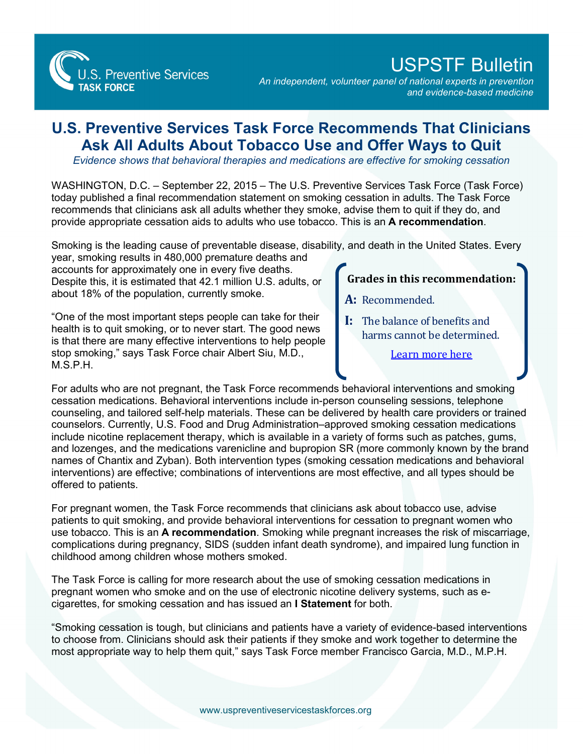U.S. Preventive Services TASK FORCE

# USPSTF Bulletin

*An independent, volunteer panel of national experts in prevention and evidence-based medicine*

## U.S. Preventive Services Task Force Recommends That Clinicians Ask All Adults About Tobacco Use and Offer Ways to Quit

*Evidence shows that behavioral therapies and medications are effective for smoking cessation*

WASHINGTON, D.C. – September 22, 2015 – The U.S. Preventive Services Task Force (Task Force) today published a final recommendation statement on smoking cessation in adults. The Task Force recommends that clinicians ask all adults whether they smoke, advise them to quit if they do, and provide appropriate cessation aids to adults who use tobacco. This is an **A recommendation**.

Smoking is the leading cause of preventable disease, disability, and death in the United States. Every year, smoking results in 480,000 premature deaths and accounts for approximately one in every five deaths. Despite this, it is estimated that 42.1 million U.S. adults, or about 18% of the population, currently smoke.

"One of the most important steps people can take for their health is to quit smoking, or to never start. The good news is that there are many effective interventions to help people stop smoking," says Task Force chair Albert Siu, M.D., M.S.P.H.

**Grades in this recommendation:**

**A:** Recommended.

**I:** The balance of benefits and harms cannot be determined.

Learn more here

For adults who are not pregnant, the Task Force recommends behavioral interventions and smoking cessation medications. Behavioral interventions include in-person counseling sessions, telephone counseling, and tailored self-help materials. These can be delivered by health care providers or trained counselors. Currently, U.S. Food and Drug Administration–approved smoking cessation medications include nicotine replacement therapy, which is available in a variety of forms such as patches, gums, and lozenges, and the medications varenicline and bupropion SR (more commonly known by the brand names of Chantix and Zyban). Both intervention types (smoking cessation medications and behavioral interventions) are effective; combinations of interventions are most effective, and all types should be offered to patients.

For pregnant women, the Task Force recommends that clinicians ask about tobacco use, advise patients to quit smoking, and provide behavioral interventions for cessation to pregnant women who use tobacco. This is an **A recommendation**. Smoking while pregnant increases the risk of miscarriage, complications during pregnancy, SIDS (sudden infant death syndrome), and impaired lung function in childhood among children whose mothers smoked.

The Task Force is calling for more research about the use of smoking cessation medications in pregnant women who smoke and on the use of electronic nicotine delivery systems, such as e-cigarettes, for smoking cessation and has issued an **I Statement** for both.

"Smoking cessation is tough, but clinicians and patients have a variety of evidence-based interventions to choose from. Clinicians should ask their patients if they smoke and work together to determine the most appropriate way to help them quit," says Task Force member Francisco Garcia, M.D., M.P.H.

www.uspreventiveservicestaskforces.org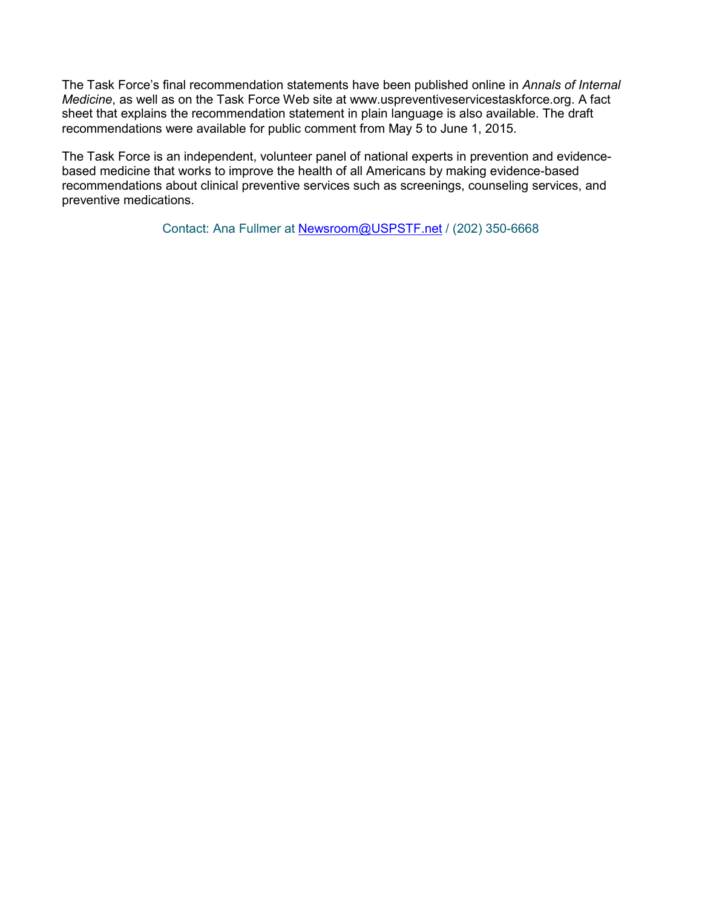The Task Force's final recommendation statements have been published online in *Annals of Internal Medicine*, as well as on the Task Force Web site at www.uspreventiveservicestaskforce.org. A fact sheet that explains the recommendation statement in plain language is also available. The draft recommendations were available for public comment from May 5 to June 1, 2015.

The Task Force is an independent, volunteer panel of national experts in prevention and evidence-based medicine that works to improve the health of all Americans by making evidence-based recommendations about clinical preventive services such as screenings, counseling services, and preventive medications.

Contact: Ana Fullmer at Newsroom@USPSTF.net / (202) 350-6668